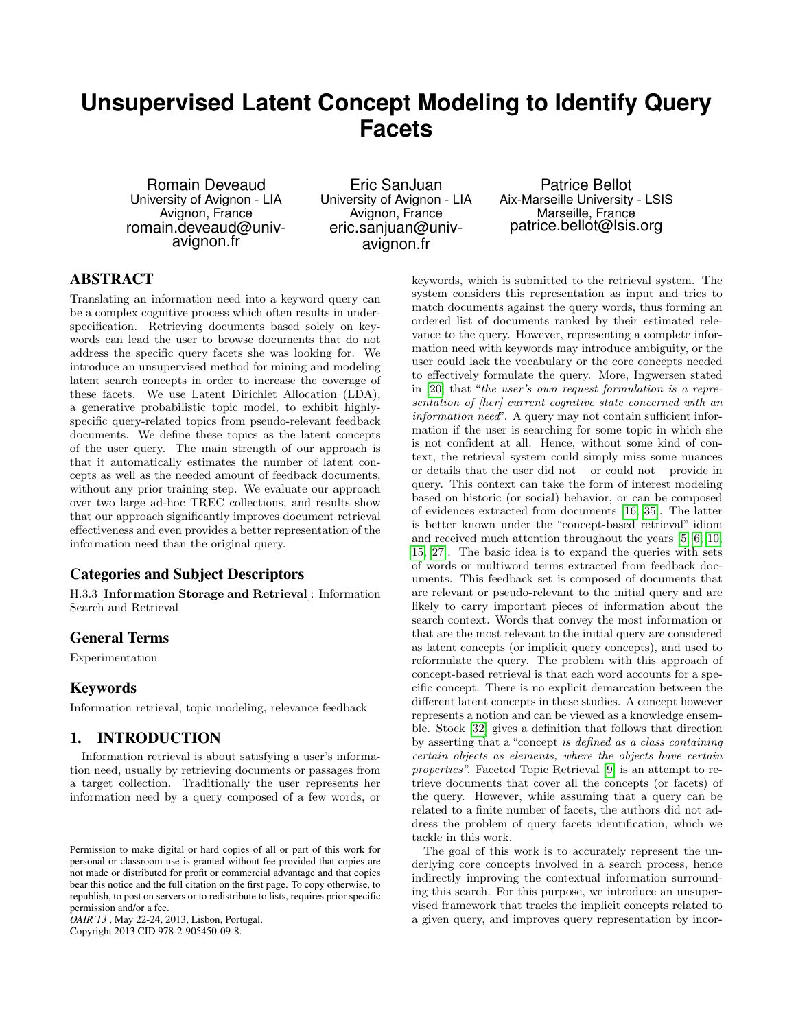# Unsupervised Latent Concept Modeling to Identify Query Facets

Romain Deveaud
University of Avignon - LIA
Avignon, France
romain.deveaud@univ-avignon.fr

Eric SanJuan
University of Avignon - LIA
Avignon, France
eric.sanjuan@univ-avignon.fr

Patrice Bellot
Aix-Marseille University - LSIS
Marseille, France
patrice.bellot@lsis.org

## ABSTRACT

Translating an information need into a keyword query can be a complex cognitive process which often results in under-specification. Retrieving documents based solely on keywords can lead the user to browse documents that do not address the specific query facets she was looking for. We introduce an unsupervised method for mining and modeling latent search concepts in order to increase the coverage of these facets. We use Latent Dirichlet Allocation (LDA), a generative probabilistic topic model, to exhibit highly-specific query-related topics from pseudo-relevant feedback documents. We define these topics as the latent concepts of the user query. The main strength of our approach is that it automatically estimates the number of latent concepts as well as the needed amount of feedback documents, without any prior training step. We evaluate our approach over two large ad-hoc TREC collections, and results show that our approach significantly improves document retrieval effectiveness and even provides a better representation of the information need than the original query.

### Categories and Subject Descriptors

H.3.3 [**Information Storage and Retrieval**]: Information Search and Retrieval

### General Terms

Experimentation

### Keywords

Information retrieval, topic modeling, relevance feedback

## 1. INTRODUCTION

Information retrieval is about satisfying a user's information need, usually by retrieving documents or passages from a target collection. Traditionally the user represents her information need by a query composed of a few words, or keywords, which is submitted to the retrieval system. The system considers this representation as input and tries to match documents against the query words, thus forming an ordered list of documents ranked by their estimated relevance to the query. However, representing a complete information need with keywords may introduce ambiguity, or the user could lack the vocabulary or the core concepts needed to effectively formulate the query. More, Ingwersen stated in [20] that "*the user's own request formulation is a representation of [her] current cognitive state concerned with an information need*". A query may not contain sufficient information if the user is searching for some topic in which she is not confident at all. Hence, without some kind of context, the retrieval system could simply miss some nuances or details that the user did not – or could not – provide in query. This context can take the form of interest modeling based on historic (or social) behavior, or can be composed of evidences extracted from documents [16, 35]. The latter is better known under the "concept-based retrieval" idiom and received much attention throughout the years [5, 6, 10, 15, 27]. The basic idea is to expand the queries with sets of words or multiword terms extracted from feedback documents. This feedback set is composed of documents that are relevant or pseudo-relevant to the initial query and are likely to carry important pieces of information about the search context. Words that convey the most information or that are the most relevant to the initial query are considered as latent concepts (or implicit query concepts), and used to reformulate the query. The problem with this approach of concept-based retrieval is that each word accounts for a specific concept. There is no explicit demarcation between the different latent concepts in these studies. A concept however represents a notion and can be viewed as a knowledge ensemble. Stock [32] gives a definition that follows that direction by asserting that a "concept *is defined as a class containing certain objects as elements, where the objects have certain properties*". Faceted Topic Retrieval [9] is an attempt to retrieve documents that cover all the concepts (or facets) of the query. However, while assuming that a query can be related to a finite number of facets, the authors did not address the problem of query facets identification, which we tackle in this work.

The goal of this work is to accurately represent the underlying core concepts involved in a search process, hence indirectly improving the contextual information surrounding this search. For this purpose, we introduce an unsupervised framework that tracks the implicit concepts related to a given query, and improves query representation by incor-

Permission to make digital or hard copies of all or part of this work for personal or classroom use is granted without fee provided that copies are not made or distributed for profit or commercial advantage and that copies bear this notice and the full citation on the first page. To copy otherwise, to republish, to post on servers or to redistribute to lists, requires prior specific permission and/or a fee.
*OAIR'13* , May 22-24, 2013, Lisbon, Portugal.
Copyright 2013 CID 978-2-905450-09-8.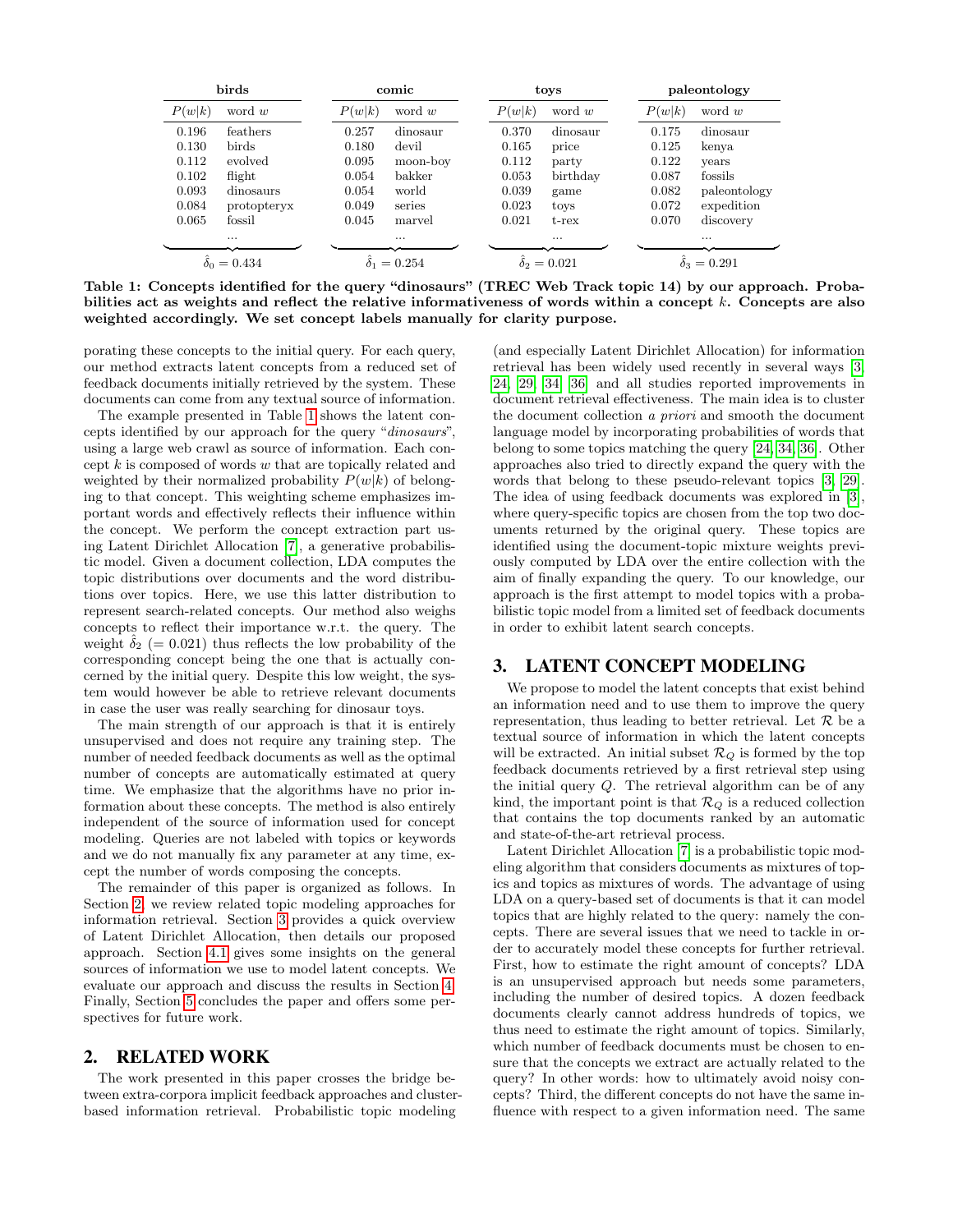| birds | | comic | | toys | | paleontology | |
|---|---|---|---|---|---|---|---|
| $P(w\|k)$ | word $w$ | $P(w\|k)$ | word $w$ | $P(w\|k)$ | word $w$ | $P(w\|k)$ | word $w$ |
| 0.196 | feathers | 0.257 | dinosaur | 0.370 | dinosaur | 0.175 | dinosaur |
| 0.130 | birds | 0.180 | devil | 0.165 | price | 0.125 | kenya |
| 0.112 | evolved | 0.095 | moon-boy | 0.112 | party | 0.122 | years |
| 0.102 | flight | 0.054 | bakker | 0.053 | birthday | 0.087 | fossils |
| 0.093 | dinosaurs | 0.054 | world | 0.039 | game | 0.082 | paleontology |
| 0.084 | protopteryx | 0.049 | series | 0.023 | toys | 0.072 | expedition |
| 0.065 | fossil | 0.045 | marvel | 0.021 | t-rex | 0.070 | discovery |
| | ... | | ... | | ... | | ... |
| $\hat{\delta}_0 = 0.434$ | | $\hat{\delta}_1 = 0.254$ | | $\hat{\delta}_2 = 0.021$ | | $\hat{\delta}_3 = 0.291$ | |

**Table 1: Concepts identified for the query "dinosaurs" (TREC Web Track topic 14) by our approach. Probabilities act as weights and reflect the relative informativeness of words within a concept $k$. Concepts are also weighted accordingly. We set concept labels manually for clarity purpose.**

porating these concepts to the initial query. For each query, our method extracts latent concepts from a reduced set of feedback documents initially retrieved by the system. These documents can come from any textual source of information.

The example presented in Table 1 shows the latent concepts identified by our approach for the query "*dinosaurs*", using a large web crawl as source of information. Each concept $k$ is composed of words $w$ that are topically related and weighted by their normalized probability $P(w|k)$ of belonging to that concept. This weighting scheme emphasizes important words and effectively reflects their influence within the concept. We perform the concept extraction part using Latent Dirichlet Allocation [7], a generative probabilistic model. Given a document collection, LDA computes the topic distributions over documents and the word distributions over topics. Here, we use this latter distribution to represent search-related concepts. Our method also weighs concepts to reflect their importance w.r.t. the query. The weight $\hat{\delta}_2$ ($= 0.021$) thus reflects the low probability of the corresponding concept being the one that is actually concerned by the initial query. Despite this low weight, the system would however be able to retrieve relevant documents in case the user was really searching for dinosaur toys.

The main strength of our approach is that it is entirely unsupervised and does not require any training step. The number of needed feedback documents as well as the optimal number of concepts are automatically estimated at query time. We emphasize that the algorithms have no prior information about these concepts. The method is also entirely independent of the source of information used for concept modeling. Queries are not labeled with topics or keywords and we do not manually fix any parameter at any time, except the number of words composing the concepts.

The remainder of this paper is organized as follows. In Section 2, we review related topic modeling approaches for information retrieval. Section 3 provides a quick overview of Latent Dirichlet Allocation, then details our proposed approach. Section 4.1 gives some insights on the general sources of information we use to model latent concepts. We evaluate our approach and discuss the results in Section 4. Finally, Section 5 concludes the paper and offers some perspectives for future work.

## 2. RELATED WORK

The work presented in this paper crosses the bridge between extra-corpora implicit feedback approaches and cluster-based information retrieval. Probabilistic topic modeling (and especially Latent Dirichlet Allocation) for information retrieval has been widely used recently in several ways [3, 24, 29, 34, 36] and all studies reported improvements in document retrieval effectiveness. The main idea is to cluster the document collection *a priori* and smooth the document language model by incorporating probabilities of words that belong to some topics matching the query [24, 34, 36]. Other approaches also tried to directly expand the query with the words that belong to these pseudo-relevant topics [3, 29]. The idea of using feedback documents was explored in [3], where query-specific topics are chosen from the top two documents returned by the original query. These topics are identified using the document-topic mixture weights previously computed by LDA over the entire collection with the aim of finally expanding the query. To our knowledge, our approach is the first attempt to model topics with a probabilistic topic model from a limited set of feedback documents in order to exhibit latent search concepts.

## 3. LATENT CONCEPT MODELING

We propose to model the latent concepts that exist behind an information need and to use them to improve the query representation, thus leading to better retrieval. Let $\mathcal{R}$ be a textual source of information in which the latent concepts will be extracted. An initial subset $\mathcal{R}_Q$ is formed by the top feedback documents retrieved by a first retrieval step using the initial query $Q$. The retrieval algorithm can be of any kind, the important point is that $\mathcal{R}_Q$ is a reduced collection that contains the top documents ranked by an automatic and state-of-the-art retrieval process.

Latent Dirichlet Allocation [7] is a probabilistic topic modeling algorithm that considers documents as mixtures of topics and topics as mixtures of words. The advantage of using LDA on a query-based set of documents is that it can model topics that are highly related to the query: namely the concepts. There are several issues that we need to tackle in order to accurately model these concepts for further retrieval. First, how to estimate the right amount of concepts? LDA is an unsupervised approach but needs some parameters, including the number of desired topics. A dozen feedback documents clearly cannot address hundreds of topics, we thus need to estimate the right amount of topics. Similarly, which number of feedback documents must be chosen to ensure that the concepts we extract are actually related to the query? In other words: how to ultimately avoid noisy concepts? Third, the different concepts do not have the same influence with respect to a given information need. The same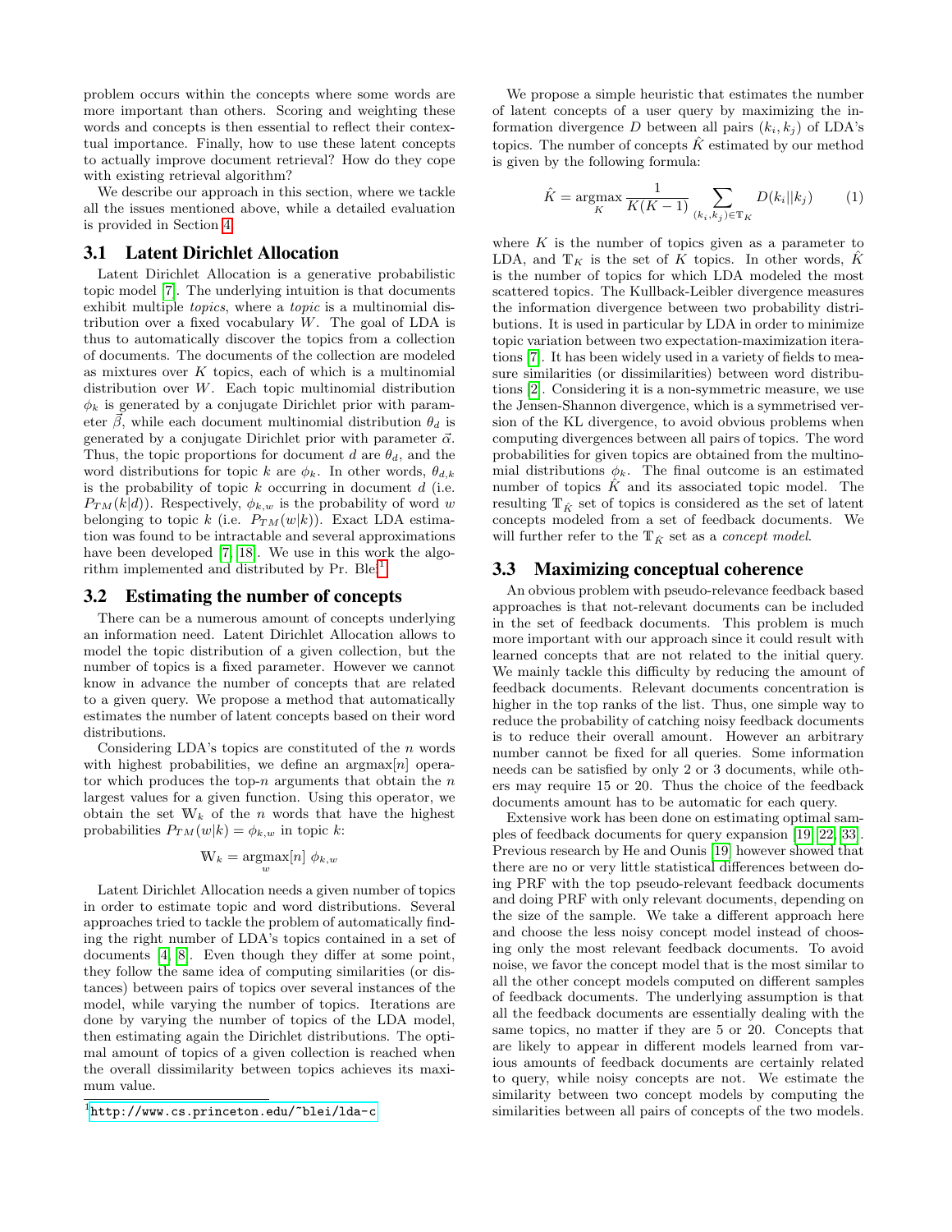problem occurs within the concepts where some words are more important than others. Scoring and weighting these words and concepts is then essential to reflect their contextual importance. Finally, how to use these latent concepts to actually improve document retrieval? How do they cope with existing retrieval algorithm?

We describe our approach in this section, where we tackle all the issues mentioned above, while a detailed evaluation is provided in Section 4.

## 3.1 Latent Dirichlet Allocation

Latent Dirichlet Allocation is a generative probabilistic topic model [7]. The underlying intuition is that documents exhibit multiple *topics*, where a *topic* is a multinomial distribution over a fixed vocabulary $W$. The goal of LDA is thus to automatically discover the topics from a collection of documents. The documents of the collection are modeled as mixtures over $K$ topics, each of which is a multinomial distribution over $W$. Each topic multinomial distribution $\phi_k$ is generated by a conjugate Dirichlet prior with parameter $\vec{\beta}$, while each document multinomial distribution $\theta_d$ is generated by a conjugate Dirichlet prior with parameter $\vec{\alpha}$. Thus, the topic proportions for document $d$ are $\theta_d$, and the word distributions for topic $k$ are $\phi_k$. In other words, $\theta_{d,k}$ is the probability of topic $k$ occurring in document $d$ (i.e. $P_{TM}(k|d)$). Respectively, $\phi_{k,w}$ is the probability of word $w$ belonging to topic $k$ (i.e. $P_{TM}(w|k)$). Exact LDA estimation was found to be intractable and several approximations have been developed [7, 18]. We use in this work the algorithm implemented and distributed by Pr. Blei[1].

## 3.2 Estimating the number of concepts

There can be a numerous amount of concepts underlying an information need. Latent Dirichlet Allocation allows to model the topic distribution of a given collection, but the number of topics is a fixed parameter. However we cannot know in advance the number of concepts that are related to a given query. We propose a method that automatically estimates the number of latent concepts based on their word distributions.

Considering LDA's topics are constituted of the $n$ words with highest probabilities, we define an argmax$[n]$ operator which produces the top-$n$ arguments that obtain the $n$ largest values for a given function. Using this operator, we obtain the set $\mathbb{W}_k$ of the $n$ words that have the highest probabilities $P_{TM}(w|k) = \phi_{k,w}$ in topic $k$:

$$\mathbb{W}_k = \underset{w}{\operatorname{argmax}}[n]\ \phi_{k,w}$$

Latent Dirichlet Allocation needs a given number of topics in order to estimate topic and word distributions. Several approaches tried to tackle the problem of automatically finding the right number of LDA's topics contained in a set of documents [4, 8]. Even though they differ at some point, they follow the same idea of computing similarities (or distances) between pairs of topics over several instances of the model, while varying the number of topics. Iterations are done by varying the number of topics of the LDA model, then estimating again the Dirichlet distributions. The optimal amount of topics of a given collection is reached when the overall dissimilarity between topics achieves its maximum value.

We propose a simple heuristic that estimates the number of latent concepts of a user query by maximizing the information divergence $D$ between all pairs $(k_i, k_j)$ of LDA's topics. The number of concepts $\hat{K}$ estimated by our method is given by the following formula:

$$\hat{K} = \underset{K}{\operatorname{argmax}} \frac{1}{K(K-1)} \sum_{(k_i,k_j) \in \mathbb{T}_K} D(k_i||k_j) \qquad (1)$$

where $K$ is the number of topics given as a parameter to LDA, and $\mathbb{T}_K$ is the set of $K$ topics. In other words, $\hat{K}$ is the number of topics for which LDA modeled the most scattered topics. The Kullback-Leibler divergence measures the information divergence between two probability distributions. It is used in particular by LDA in order to minimize topic variation between two expectation-maximization iterations [7]. It has been widely used in a variety of fields to measure similarities (or dissimilarities) between word distributions [2]. Considering it is a non-symmetric measure, we use the Jensen-Shannon divergence, which is a symmetrised version of the KL divergence, to avoid obvious problems when computing divergences between all pairs of topics. The word probabilities for given topics are obtained from the multinomial distributions $\phi_k$. The final outcome is an estimated number of topics $\hat{K}$ and its associated topic model. The resulting $\mathbb{T}_{\hat{K}}$ set of topics is considered as the set of latent concepts modeled from a set of feedback documents. We will further refer to the $\mathbb{T}_{\hat{K}}$ set as a *concept model*.

## 3.3 Maximizing conceptual coherence

An obvious problem with pseudo-relevance feedback based approaches is that not-relevant documents can be included in the set of feedback documents. This problem is much more important with our approach since it could result with learned concepts that are not related to the initial query. We mainly tackle this difficulty by reducing the amount of feedback documents. Relevant documents concentration is higher in the top ranks of the list. Thus, one simple way to reduce the probability of catching noisy feedback documents is to reduce their overall amount. However an arbitrary number cannot be fixed for all queries. Some information needs can be satisfied by only 2 or 3 documents, while others may require 15 or 20. Thus the choice of the feedback documents amount has to be automatic for each query.

Extensive work has been done on estimating optimal samples of feedback documents for query expansion [19, 22, 33]. Previous research by He and Ounis [19] however showed that there are no or very little statistical differences between doing PRF with the top pseudo-relevant feedback documents and doing PRF with only relevant documents, depending on the size of the sample. We take a different approach here and choose the less noisy concept model instead of choosing only the most relevant feedback documents. To avoid noise, we favor the concept model that is the most similar to all the other concept models computed on different samples of feedback documents. The underlying assumption is that all the feedback documents are essentially dealing with the same topics, no matter if they are 5 or 20. Concepts that are likely to appear in different models learned from various amounts of feedback documents are certainly related to query, while noisy concepts are not. We estimate the similarity between two concept models by computing the similarities between all pairs of concepts of the two models.

[1] http://www.cs.princeton.edu/~blei/lda-c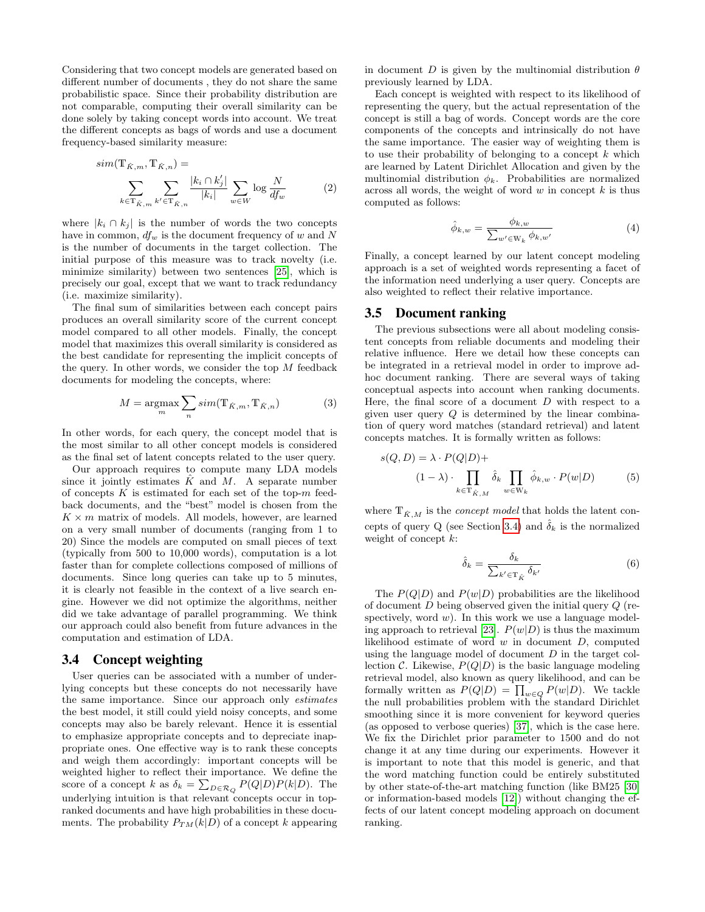Considering that two concept models are generated based on different number of documents , they do not share the same probabilistic space. Since their probability distribution are not comparable, computing their overall similarity can be done solely by taking concept words into account. We treat the different concepts as bags of words and use a document frequency-based similarity measure:

$$sim(\mathbb{T}_{\hat{K},m}, \mathbb{T}_{\hat{K},n}) = \sum_{k \in \mathbb{T}_{\hat{K},m}} \sum_{k' \in \mathbb{T}_{\hat{K},n}} \frac{|k_i \cap k_j'|}{|k_i|} \sum_{w \in W} \log \frac{N}{df_w} \quad (2)$$

where $|k_i \cap k_j|$ is the number of words the two concepts have in common, $df_w$ is the document frequency of $w$ and $N$ is the number of documents in the target collection. The initial purpose of this measure was to track novelty (i.e. minimize similarity) between two sentences [25], which is precisely our goal, except that we want to track redundancy (i.e. maximize similarity).

The final sum of similarities between each concept pairs produces an overall similarity score of the current concept model compared to all other models. Finally, the concept model that maximizes this overall similarity is considered as the best candidate for representing the implicit concepts of the query. In other words, we consider the top $M$ feedback documents for modeling the concepts, where:

$$M = \underset{m}{\operatorname{argmax}} \sum_{n} sim(\mathbb{T}_{\hat{K},m}, \mathbb{T}_{\hat{K},n}) \quad (3)$$

In other words, for each query, the concept model that is the most similar to all other concept models is considered as the final set of latent concepts related to the user query.

Our approach requires to compute many LDA models since it jointly estimates $\hat{K}$ and $M$. A separate number of concepts $K$ is estimated for each set of the top-$m$ feedback documents, and the "best" model is chosen from the $K \times m$ matrix of models. All models, however, are learned on a very small number of documents (ranging from 1 to 20) Since the models are computed on small pieces of text (typically from 500 to 10,000 words), computation is a lot faster than for complete collections composed of millions of documents. Since long queries can take up to 5 minutes, it is clearly not feasible in the context of a live search engine. However we did not optimize the algorithms, neither did we take advantage of parallel programming. We think our approach could also benefit from future advances in the computation and estimation of LDA.

### 3.4 Concept weighting

User queries can be associated with a number of underlying concepts but these concepts do not necessarily have the same importance. Since our approach only *estimates* the best model, it still could yield noisy concepts, and some concepts may also be barely relevant. Hence it is essential to emphasize appropriate concepts and to depreciate inappropriate ones. One effective way is to rank these concepts and weigh them accordingly: important concepts will be weighted higher to reflect their importance. We define the score of a concept $k$ as $\delta_k = \sum_{D \in \mathcal{R}_Q} P(Q|D)P(k|D)$. The underlying intuition is that relevant concepts occur in top-ranked documents and have high probabilities in these documents. The probability $P_{TM}(k|D)$ of a concept $k$ appearing in document $D$ is given by the multinomial distribution $\theta$ previously learned by LDA.

Each concept is weighted with respect to its likelihood of representing the query, but the actual representation of the concept is still a bag of words. Concept words are the core components of the concepts and intrinsically do not have the same importance. The easier way of weighting them is to use their probability of belonging to a concept $k$ which are learned by Latent Dirichlet Allocation and given by the multinomial distribution $\phi_k$. Probabilities are normalized across all words, the weight of word $w$ in concept $k$ is thus computed as follows:

$$\hat{\phi}_{k,w} = \frac{\phi_{k,w}}{\sum_{w' \in \mathbb{W}_k} \phi_{k,w'}} \quad (4)$$

Finally, a concept learned by our latent concept modeling approach is a set of weighted words representing a facet of the information need underlying a user query. Concepts are also weighted to reflect their relative importance.

### 3.5 Document ranking

The previous subsections were all about modeling consistent concepts from reliable documents and modeling their relative influence. Here we detail how these concepts can be integrated in a retrieval model in order to improve adhoc document ranking. There are several ways of taking conceptual aspects into account when ranking documents. Here, the final score of a document $D$ with respect to a given user query $Q$ is determined by the linear combination of query word matches (standard retrieval) and latent concepts matches. It is formally written as follows:

$$s(Q,D) = \lambda \cdot P(Q|D) + (1-\lambda) \cdot \prod_{k \in \mathbb{T}_{\hat{K},M}} \hat{\delta}_k \prod_{w \in \mathbb{W}_k} \hat{\phi}_{k,w} \cdot P(w|D) \quad (5)$$

where $\mathbb{T}_{\hat{K},M}$ is the *concept model* that holds the latent concepts of query Q (see Section 3.4) and $\hat{\delta}_k$ is the normalized weight of concept $k$:

$$\hat{\delta}_k = \frac{\delta_k}{\sum_{k' \in \mathbb{T}_{\hat{K}}} \delta_{k'}} \quad (6)$$

The $P(Q|D)$ and $P(w|D)$ probabilities are the likelihood of document $D$ being observed given the initial query $Q$ (respectively, word $w$). In this work we use a language modeling approach to retrieval [23]. $P(w|D)$ is thus the maximum likelihood estimate of word $w$ in document $D$, computed using the language model of document $D$ in the target collection $\mathcal{C}$. Likewise, $P(Q|D)$ is the basic language modeling retrieval model, also known as query likelihood, and can be formally written as $P(Q|D) = \prod_{w \in Q} P(w|D)$. We tackle the null probabilities problem with the standard Dirichlet smoothing since it is more convenient for keyword queries (as opposed to verbose queries) [37], which is the case here. We fix the Dirichlet prior parameter to 1500 and do not change it at any time during our experiments. However it is important to note that this model is generic, and that the word matching function could be entirely substituted by other state-of-the-art matching function (like BM25 [30] or information-based models [12]) without changing the effects of our latent concept modeling approach on document ranking.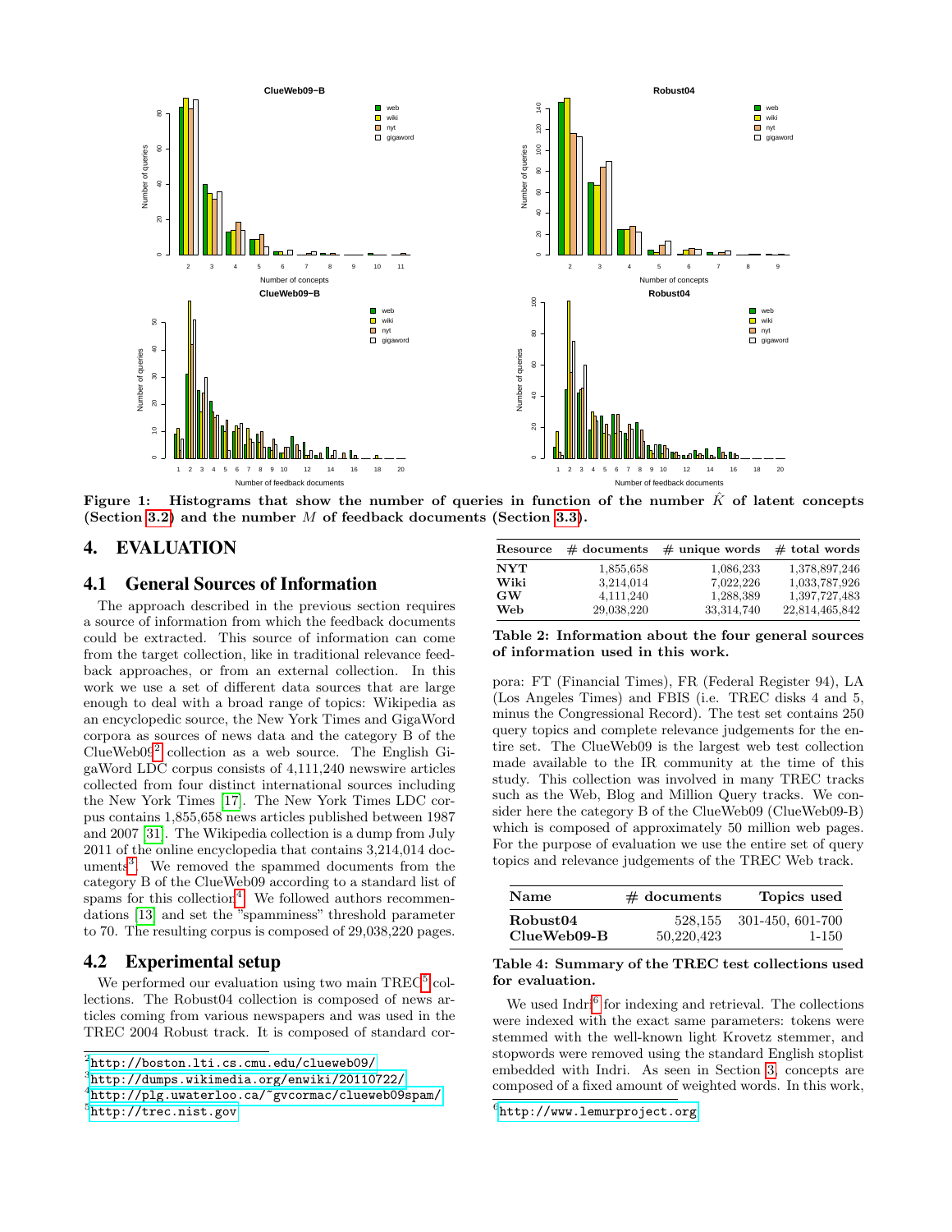Figure 1: Histograms that show the number of queries in function of the number $\hat{K}$ of latent concepts (Section 3.2) and the number $M$ of feedback documents (Section 3.3).

## 4. EVALUATION

### 4.1 General Sources of Information

The approach described in the previous section requires a source of information from which the feedback documents could be extracted. This source of information can come from the target collection, like in traditional relevance feedback approaches, or from an external collection. In this work we use a set of different data sources that are large enough to deal with a broad range of topics: Wikipedia as an encyclopedic source, the New York Times and GigaWord corpora as sources of news data and the category B of the ClueWeb09[2] collection as a web source. The English GigaWord LDC corpus consists of 4,111,240 newswire articles collected from four distinct international sources including the New York Times [17]. The New York Times LDC corpus contains 1,855,658 news articles published between 1987 and 2007 [31]. The Wikipedia collection is a dump from July 2011 of the online encyclopedia that contains 3,214,014 documents[3]. We removed the spammed documents from the category B of the ClueWeb09 according to a standard list of spams for this collection[4]. We followed authors recommendations [13] and set the "spamminess" threshold parameter to 70. The resulting corpus is composed of 29,038,220 pages.

| Resource | # documents | # unique words | # total words |
|---|---|---|---|
| **NYT** | 1,855,658 | 1,086,233 | 1,378,897,246 |
| **Wiki** | 3,214,014 | 7,022,226 | 1,033,787,926 |
| **GW** | 4,111,240 | 1,288,389 | 1,397,727,483 |
| **Web** | 29,038,220 | 33,314,740 | 22,814,465,842 |

**Table 2: Information about the four general sources of information used in this work.**

### 4.2 Experimental setup

We performed our evaluation using two main TREC[5] collections. The Robust04 collection is composed of news articles coming from various newspapers and was used in the TREC 2004 Robust track. It is composed of standard corpora: FT (Financial Times), FR (Federal Register 94), LA (Los Angeles Times) and FBIS (i.e. TREC disks 4 and 5, minus the Congressional Record). The test set contains 250 query topics and complete relevance judgements for the entire set. The ClueWeb09 is the largest web test collection made available to the IR community at the time of this study. This collection was involved in many TREC tracks such as the Web, Blog and Million Query tracks. We consider here the category B of the ClueWeb09 (ClueWeb09-B) which is composed of approximately 50 million web pages. For the purpose of evaluation we use the entire set of query topics and relevance judgements of the TREC Web track.

| Name | # documents | Topics used |
|---|---|---|
| **Robust04** | 528,155 | 301-450, 601-700 |
| **ClueWeb09-B** | 50,220,423 | 1-150 |

**Table 4: Summary of the TREC test collections used for evaluation.**

We used Indri[6] for indexing and retrieval. The collections were indexed with the exact same parameters: tokens were stemmed with the well-known light Krovetz stemmer, and stopwords were removed using the standard English stoplist embedded with Indri. As seen in Section 3, concepts are composed of a fixed amount of weighted words. In this work,

[2] http://boston.lti.cs.cmu.edu/clueweb09/

[3] http://dumps.wikimedia.org/enwiki/20110722/

[4] http://plg.uwaterloo.ca/~gvcormac/clueweb09spam/

[5] http://trec.nist.gov

[6] http://www.lemurproject.org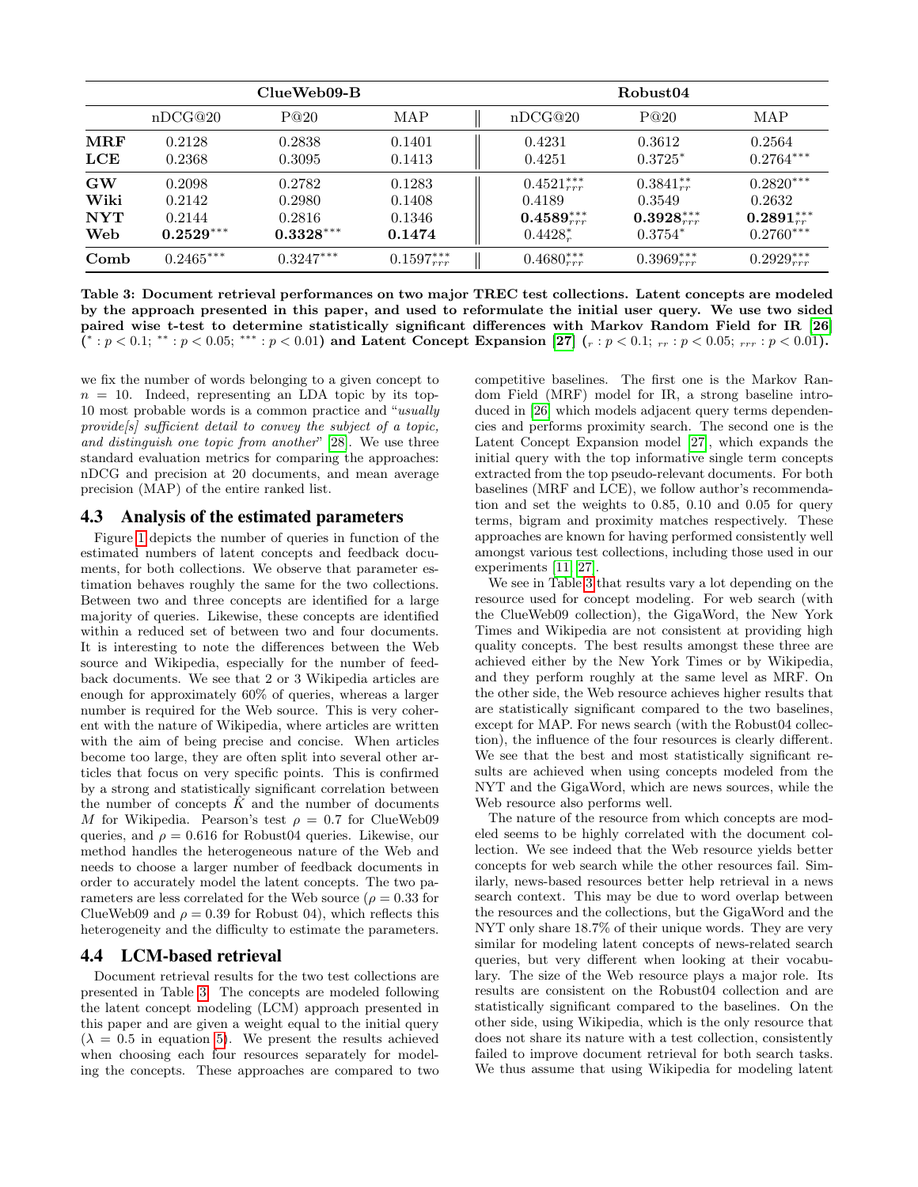| | ClueWeb09-B | | | Robust04 | | |
|---|---|---|---|---|---|---|
| | nDCG@20 | P@20 | MAP | nDCG@20 | P@20 | MAP |
| **MRF** | 0.2128 | 0.2838 | 0.1401 | 0.4231 | 0.3612 | 0.2564 |
| **LCE** | 0.2368 | 0.3095 | 0.1413 | 0.4251 | $0.3725^{*}$ | $0.2764^{***}$ |
| **GW** | 0.2098 | 0.2782 | 0.1283 | $0.4521^{***}_{rrr}$ | $0.3841^{**}_{rr}$ | $0.2820^{***}$ |
| **Wiki** | 0.2142 | 0.2980 | 0.1408 | 0.4189 | 0.3549 | 0.2632 |
| **NYT** | 0.2144 | 0.2816 | 0.1346 | $\mathbf{0.4589}^{***}_{rrr}$ | $\mathbf{0.3928}^{***}_{rrr}$ | $\mathbf{0.2891}^{***}_{rr}$ |
| **Web** | $\mathbf{0.2529}^{***}$ | $\mathbf{0.3328}^{***}$ | **0.1474** | $0.4428^{*}_{r}$ | $0.3754^{*}$ | $0.2760^{***}$ |
| **Comb** | $0.2465^{***}$ | $0.3247^{***}$ | $0.1597^{***}_{rrr}$ | $0.4680^{***}_{rrr}$ | $0.3969^{***}_{rrr}$ | $0.2929^{***}_{rrr}$ |

**Table 3: Document retrieval performances on two major TREC test collections. Latent concepts are modeled by the approach presented in this paper, and used to reformulate the initial user query. We use two sided paired wise t-test to determine statistically significant differences with Markov Random Field for IR [26] ($^{*}: p < 0.1$; $^{**}: p < 0.05$; $^{***}: p < 0.01$) and Latent Concept Expansion [27] ($_{r}: p < 0.1$; $_{rr}: p < 0.05$; $_{rrr}: p < 0.01$).**

we fix the number of words belonging to a given concept to $n = 10$. Indeed, representing an LDA topic by its top-10 most probable words is a common practice and "*usually provide[s] sufficient detail to convey the subject of a topic, and distinguish one topic from another*" [28]. We use three standard evaluation metrics for comparing the approaches: nDCG and precision at 20 documents, and mean average precision (MAP) of the entire ranked list.

## 4.3 Analysis of the estimated parameters

Figure 1 depicts the number of queries in function of the estimated numbers of latent concepts and feedback documents, for both collections. We observe that parameter estimation behaves roughly the same for the two collections. Between two and three concepts are identified for a large majority of queries. Likewise, these concepts are identified within a reduced set of between two and four documents. It is interesting to note the differences between the Web source and Wikipedia, especially for the number of feedback documents. We see that 2 or 3 Wikipedia articles are enough for approximately 60% of queries, whereas a larger number is required for the Web source. This is very coherent with the nature of Wikipedia, where articles are written with the aim of being precise and concise. When articles become too large, they are often split into several other articles that focus on very specific points. This is confirmed by a strong and statistically significant correlation between the number of concepts $\hat{K}$ and the number of documents $M$ for Wikipedia. Pearson's test $\rho = 0.7$ for ClueWeb09 queries, and $\rho = 0.616$ for Robust04 queries. Likewise, our method handles the heterogeneous nature of the Web and needs to choose a larger number of feedback documents in order to accurately model the latent concepts. The two parameters are less correlated for the Web source ($\rho = 0.33$ for ClueWeb09 and $\rho = 0.39$ for Robust 04), which reflects this heterogeneity and the difficulty to estimate the parameters.

## 4.4 LCM-based retrieval

Document retrieval results for the two test collections are presented in Table 3. The concepts are modeled following the latent concept modeling (LCM) approach presented in this paper and are given a weight equal to the initial query ($\lambda = 0.5$ in equation 5). We present the results achieved when choosing each four resources separately for modeling the concepts. These approaches are compared to two competitive baselines. The first one is the Markov Random Field (MRF) model for IR, a strong baseline introduced in [26] which models adjacent query terms dependencies and performs proximity search. The second one is the Latent Concept Expansion model [27], which expands the initial query with the top informative single term concepts extracted from the top pseudo-relevant documents. For both baselines (MRF and LCE), we follow author's recommendation and set the weights to 0.85, 0.10 and 0.05 for query terms, bigram and proximity matches respectively. These approaches are known for having performed consistently well amongst various test collections, including those used in our experiments [11, 27].

We see in Table 3 that results vary a lot depending on the resource used for concept modeling. For web search (with the ClueWeb09 collection), the GigaWord, the New York Times and Wikipedia are not consistent at providing high quality concepts. The best results amongst these three are achieved either by the New York Times or by Wikipedia, and they perform roughly at the same level as MRF. On the other side, the Web resource achieves higher results that are statistically significant compared to the two baselines, except for MAP. For news search (with the Robust04 collection), the influence of the four resources is clearly different. We see that the best and most statistically significant results are achieved when using concepts modeled from the NYT and the GigaWord, which are news sources, while the Web resource also performs well.

The nature of the resource from which concepts are modeled seems to be highly correlated with the document collection. We see indeed that the Web resource yields better concepts for web search while the other resources fail. Similarly, news-based resources better help retrieval in a news search context. This may be due to word overlap between the resources and the collections, but the GigaWord and the NYT only share 18.7% of their unique words. They are very similar for modeling latent concepts of news-related search queries, but very different when looking at their vocabulary. The size of the Web resource plays a major role. Its results are consistent on the Robust04 collection and are statistically significant compared to the baselines. On the other side, using Wikipedia, which is the only resource that does not share its nature with a test collection, consistently failed to improve document retrieval for both search tasks. We thus assume that using Wikipedia for modeling latent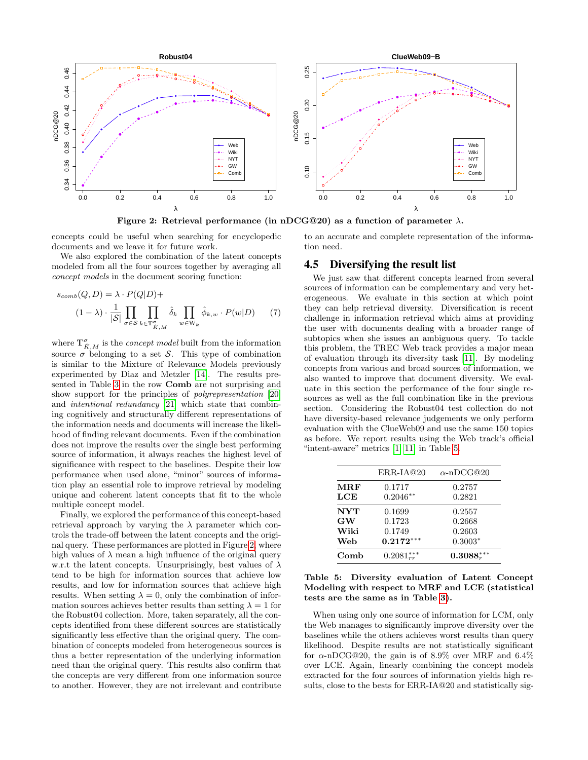Figure 2: Retrieval performance (in nDCG@20) as a function of parameter $\lambda$.

concepts could be useful when searching for encyclopedic documents and we leave it for future work.

We also explored the combination of the latent concepts modeled from all the four sources together by averaging all *concept models* in the document scoring function:

$$s_{comb}(Q, D) = \lambda \cdot P(Q|D) + (1-\lambda) \cdot \frac{1}{|\mathcal{S}|} \prod_{\sigma \in \mathcal{S}} \prod_{k \in \mathbb{T}^{\sigma}_{\hat{K},M}} \hat{\delta}_k \prod_{w \in \mathbb{W}_k} \hat{\phi}_{k,w} \cdot P(w|D) \quad (7)$$

where $\mathbb{T}^{\sigma}_{\hat{K},M}$ is the *concept model* built from the information source $\sigma$ belonging to a set $\mathcal{S}$. This type of combination is similar to the Mixture of Relevance Models previously experimented by Diaz and Metzler [14]. The results presented in Table 3 in the row **Comb** are not surprising and show support for the principles of *polyrepresentation* [20] and *intentional redundancy* [21] which state that combining cognitively and structurally different representations of the information needs and documents will increase the likelihood of finding relevant documents. Even if the combination does not improve the results over the single best performing source of information, it always reaches the highest level of significance with respect to the baselines. Despite their low performance when used alone, "minor" sources of information play an essential role to improve retrieval by modeling unique and coherent latent concepts that fit to the whole multiple concept model.

Finally, we explored the performance of this concept-based retrieval approach by varying the $\lambda$ parameter which controls the trade-off between the latent concepts and the original query. These performances are plotted in Figure 2, where high values of $\lambda$ mean a high influence of the original query w.r.t the latent concepts. Unsurprisingly, best values of $\lambda$ tend to be high for information sources that achieve low results, and low for information sources that achieve high results. When setting $\lambda = 0$, only the combination of information sources achieves better results than setting $\lambda = 1$ for the Robust04 collection. More, taken separately, all the concepts identified from these different sources are statistically significantly less effective than the original query. The combination of concepts modeled from heterogeneous sources is thus a better representation of the underlying information need than the original query. This results also confirm that the concepts are very different from one information source to another. However, they are not irrelevant and contribute to an accurate and complete representation of the information need.

## 4.5 Diversifying the result list

We just saw that different concepts learned from several sources of information can be complementary and very heterogeneous. We evaluate in this section at which point they can help retrieval diversity. Diversification is recent challenge in information retrieval which aims at providing the user with documents dealing with a broader range of subtopics when she issues an ambiguous query. To tackle this problem, the TREC Web track provides a major mean of evaluation through its diversity task [11]. By modeling concepts from various and broad sources of information, we also wanted to improve that document diversity. We evaluate in this section the performance of the four single resources as well as the full combination like in the previous section. Considering the Robust04 test collection do not have diversity-based relevance judgements we only perform evaluation with the ClueWeb09 and use the same 150 topics as before. We report results using the Web track's official "intent-aware" metrics [1, 11] in Table 5.

| | ERR-IA@20 | $\alpha$-nDCG@20 |
|---|---|---|
| **MRF** | 0.1717 | 0.2757 |
| **LCE** | $0.2046^{**}$ | 0.2821 |
| **NYT** | 0.1699 | 0.2557 |
| **GW** | 0.1723 | 0.2668 |
| **Wiki** | 0.1749 | 0.2603 |
| **Web** | $\mathbf{0.2172}^{***}$ | $0.3003^{*}$ |
| **Comb** | $0.2081^{***}_{rr}$ | $\mathbf{0.3088}^{***}_{r}$ |

**Table 5: Diversity evaluation of Latent Concept Modeling with respect to MRF and LCE (statistical tests are the same as in Table 3).**

When using only one source of information for LCM, only the Web manages to significantly improve diversity over the baselines while the others achieves worst results than query likelihood. Despite results are not statistically significant for $\alpha$-nDCG@20, the gain is of 8.9% over MRF and 6.4% over LCE. Again, linearly combining the concept models extracted for the four sources of information yields high results, close to the bests for ERR-IA@20 and statistically sig-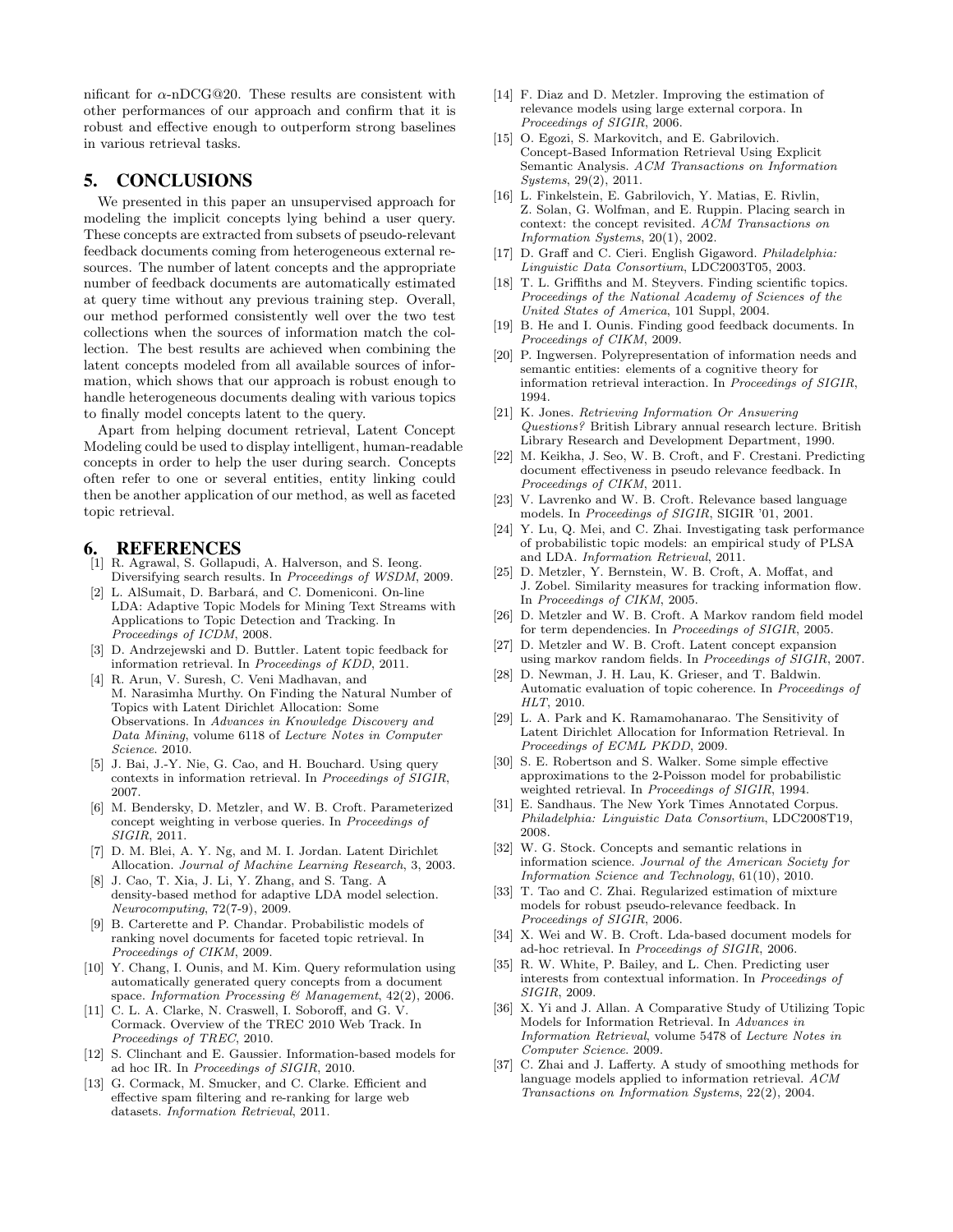nificant for α-nDCG@20. These results are consistent with other performances of our approach and confirm that it is robust and effective enough to outperform strong baselines in various retrieval tasks.

## 5. CONCLUSIONS

We presented in this paper an unsupervised approach for modeling the implicit concepts lying behind a user query. These concepts are extracted from subsets of pseudo-relevant feedback documents coming from heterogeneous external resources. The number of latent concepts and the appropriate number of feedback documents are automatically estimated at query time without any previous training step. Overall, our method performed consistently well over the two test collections when the sources of information match the collection. The best results are achieved when combining the latent concepts modeled from all available sources of information, which shows that our approach is robust enough to handle heterogeneous documents dealing with various topics to finally model concepts latent to the query.

Apart from helping document retrieval, Latent Concept Modeling could be used to display intelligent, human-readable concepts in order to help the user during search. Concepts often refer to one or several entities, entity linking could then be another application of our method, as well as faceted topic retrieval.

## 6. REFERENCES

[1] R. Agrawal, S. Gollapudi, A. Halverson, and S. Ieong. Diversifying search results. In *Proceedings of WSDM*, 2009.

[2] L. AlSumait, D. Barbará, and C. Domeniconi. On-line LDA: Adaptive Topic Models for Mining Text Streams with Applications to Topic Detection and Tracking. In *Proceedings of ICDM*, 2008.

[3] D. Andrzejewski and D. Buttler. Latent topic feedback for information retrieval. In *Proceedings of KDD*, 2011.

[4] R. Arun, V. Suresh, C. Veni Madhavan, and M. Narasimha Murthy. On Finding the Natural Number of Topics with Latent Dirichlet Allocation: Some Observations. In *Advances in Knowledge Discovery and Data Mining*, volume 6118 of *Lecture Notes in Computer Science*. 2010.

[5] J. Bai, J.-Y. Nie, G. Cao, and H. Bouchard. Using query contexts in information retrieval. In *Proceedings of SIGIR*, 2007.

[6] M. Bendersky, D. Metzler, and W. B. Croft. Parameterized concept weighting in verbose queries. In *Proceedings of SIGIR*, 2011.

[7] D. M. Blei, A. Y. Ng, and M. I. Jordan. Latent Dirichlet Allocation. *Journal of Machine Learning Research*, 3, 2003.

[8] J. Cao, T. Xia, J. Li, Y. Zhang, and S. Tang. A density-based method for adaptive LDA model selection. *Neurocomputing*, 72(7-9), 2009.

[9] B. Carterette and P. Chandar. Probabilistic models of ranking novel documents for faceted topic retrieval. In *Proceedings of CIKM*, 2009.

[10] Y. Chang, I. Ounis, and M. Kim. Query reformulation using automatically generated query concepts from a document space. *Information Processing & Management*, 42(2), 2006.

[11] C. L. A. Clarke, N. Craswell, I. Soboroff, and G. V. Cormack. Overview of the TREC 2010 Web Track. In *Proceedings of TREC*, 2010.

[12] S. Clinchant and E. Gaussier. Information-based models for ad hoc IR. In *Proceedings of SIGIR*, 2010.

[13] G. Cormack, M. Smucker, and C. Clarke. Efficient and effective spam filtering and re-ranking for large web datasets. *Information Retrieval*, 2011.

[14] F. Diaz and D. Metzler. Improving the estimation of relevance models using large external corpora. In *Proceedings of SIGIR*, 2006.

[15] O. Egozi, S. Markovitch, and E. Gabrilovich. Concept-Based Information Retrieval Using Explicit Semantic Analysis. *ACM Transactions on Information Systems*, 29(2), 2011.

[16] L. Finkelstein, E. Gabrilovich, Y. Matias, E. Rivlin, Z. Solan, G. Wolfman, and E. Ruppin. Placing search in context: the concept revisited. *ACM Transactions on Information Systems*, 20(1), 2002.

[17] D. Graff and C. Cieri. English Gigaword. *Philadelphia: Linguistic Data Consortium*, LDC2003T05, 2003.

[18] T. L. Griffiths and M. Steyvers. Finding scientific topics. *Proceedings of the National Academy of Sciences of the United States of America*, 101 Suppl, 2004.

[19] B. He and I. Ounis. Finding good feedback documents. In *Proceedings of CIKM*, 2009.

[20] P. Ingwersen. Polyrepresentation of information needs and semantic entities: elements of a cognitive theory for information retrieval interaction. In *Proceedings of SIGIR*, 1994.

[21] K. Jones. *Retrieving Information Or Answering Questions?* British Library annual research lecture. British Library Research and Development Department, 1990.

[22] M. Keikha, J. Seo, W. B. Croft, and F. Crestani. Predicting document effectiveness in pseudo relevance feedback. In *Proceedings of CIKM*, 2011.

[23] V. Lavrenko and W. B. Croft. Relevance based language models. In *Proceedings of SIGIR*, SIGIR '01, 2001.

[24] Y. Lu, Q. Mei, and C. Zhai. Investigating task performance of probabilistic topic models: an empirical study of PLSA and LDA. *Information Retrieval*, 2011.

[25] D. Metzler, Y. Bernstein, W. B. Croft, A. Moffat, and J. Zobel. Similarity measures for tracking information flow. In *Proceedings of CIKM*, 2005.

[26] D. Metzler and W. B. Croft. A Markov random field model for term dependencies. In *Proceedings of SIGIR*, 2005.

[27] D. Metzler and W. B. Croft. Latent concept expansion using markov random fields. In *Proceedings of SIGIR*, 2007.

[28] D. Newman, J. H. Lau, K. Grieser, and T. Baldwin. Automatic evaluation of topic coherence. In *Proceedings of HLT*, 2010.

[29] L. A. Park and K. Ramamohanarao. The Sensitivity of Latent Dirichlet Allocation for Information Retrieval. In *Proceedings of ECML PKDD*, 2009.

[30] S. E. Robertson and S. Walker. Some simple effective approximations to the 2-Poisson model for probabilistic weighted retrieval. In *Proceedings of SIGIR*, 1994.

[31] E. Sandhaus. The New York Times Annotated Corpus. *Philadelphia: Linguistic Data Consortium*, LDC2008T19, 2008.

[32] W. G. Stock. Concepts and semantic relations in information science. *Journal of the American Society for Information Science and Technology*, 61(10), 2010.

[33] T. Tao and C. Zhai. Regularized estimation of mixture models for robust pseudo-relevance feedback. In *Proceedings of SIGIR*, 2006.

[34] X. Wei and W. B. Croft. Lda-based document models for ad-hoc retrieval. In *Proceedings of SIGIR*, 2006.

[35] R. W. White, P. Bailey, and L. Chen. Predicting user interests from contextual information. In *Proceedings of SIGIR*, 2009.

[36] X. Yi and J. Allan. A Comparative Study of Utilizing Topic Models for Information Retrieval. In *Advances in Information Retrieval*, volume 5478 of *Lecture Notes in Computer Science*. 2009.

[37] C. Zhai and J. Lafferty. A study of smoothing methods for language models applied to information retrieval. *ACM Transactions on Information Systems*, 22(2), 2004.